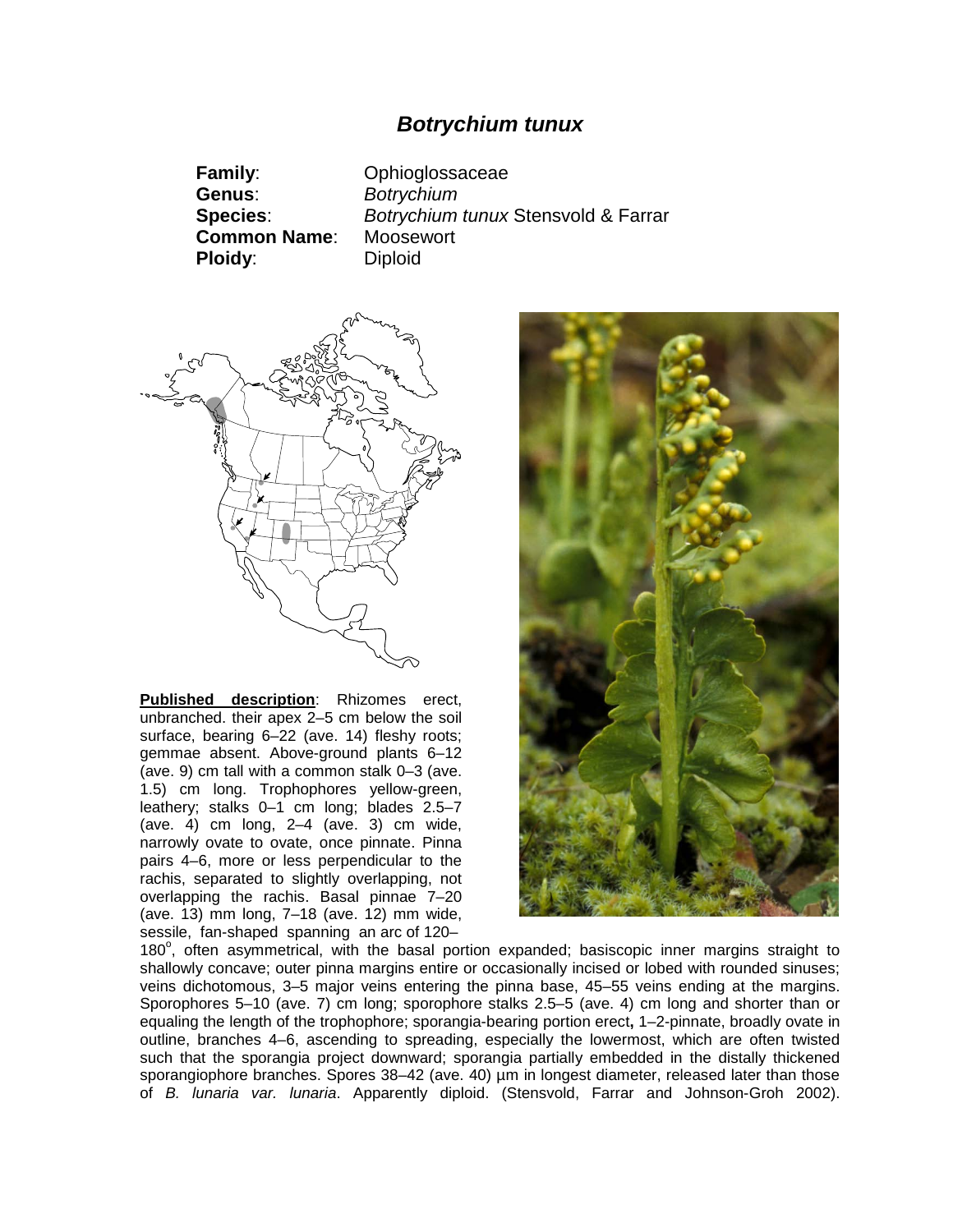# *Botrychium tunux*

**Family**: Ophioglossaceae
**Genus**: *Botrychium*
**Species**: *Botrychium tunux* Stensvold & Farrar
**Common Name**: Moosewort
**Ploidy**: Diploid

**Published description**: Rhizomes erect, unbranched. their apex 2–5 cm below the soil surface, bearing 6–22 (ave. 14) fleshy roots; gemmae absent. Above-ground plants 6–12 (ave. 9) cm tall with a common stalk 0–3 (ave. 1.5) cm long. Trophophores yellow-green, leathery; stalks 0–1 cm long; blades 2.5–7 (ave. 4) cm long, 2–4 (ave. 3) cm wide, narrowly ovate to ovate, once pinnate. Pinna pairs 4–6, more or less perpendicular to the rachis, separated to slightly overlapping, not overlapping the rachis. Basal pinnae 7–20 (ave. 13) mm long, 7–18 (ave. 12) mm wide, sessile, fan-shaped spanning an arc of 120–180°, often asymmetrical, with the basal portion expanded; basiscopic inner margins straight to shallowly concave; outer pinna margins entire or occasionally incised or lobed with rounded sinuses; veins dichotomous, 3–5 major veins entering the pinna base, 45–55 veins ending at the margins. Sporophores 5–10 (ave. 7) cm long; sporophore stalks 2.5–5 (ave. 4) cm long and shorter than or equaling the length of the trophophore; sporangia-bearing portion erect**,** 1–2-pinnate, broadly ovate in outline, branches 4–6, ascending to spreading, especially the lowermost, which are often twisted such that the sporangia project downward; sporangia partially embedded in the distally thickened sporangiophore branches. Spores 38–42 (ave. 40) µm in longest diameter, released later than those of *B. lunaria var. lunaria*. Apparently diploid. (Stensvold, Farrar and Johnson-Groh 2002).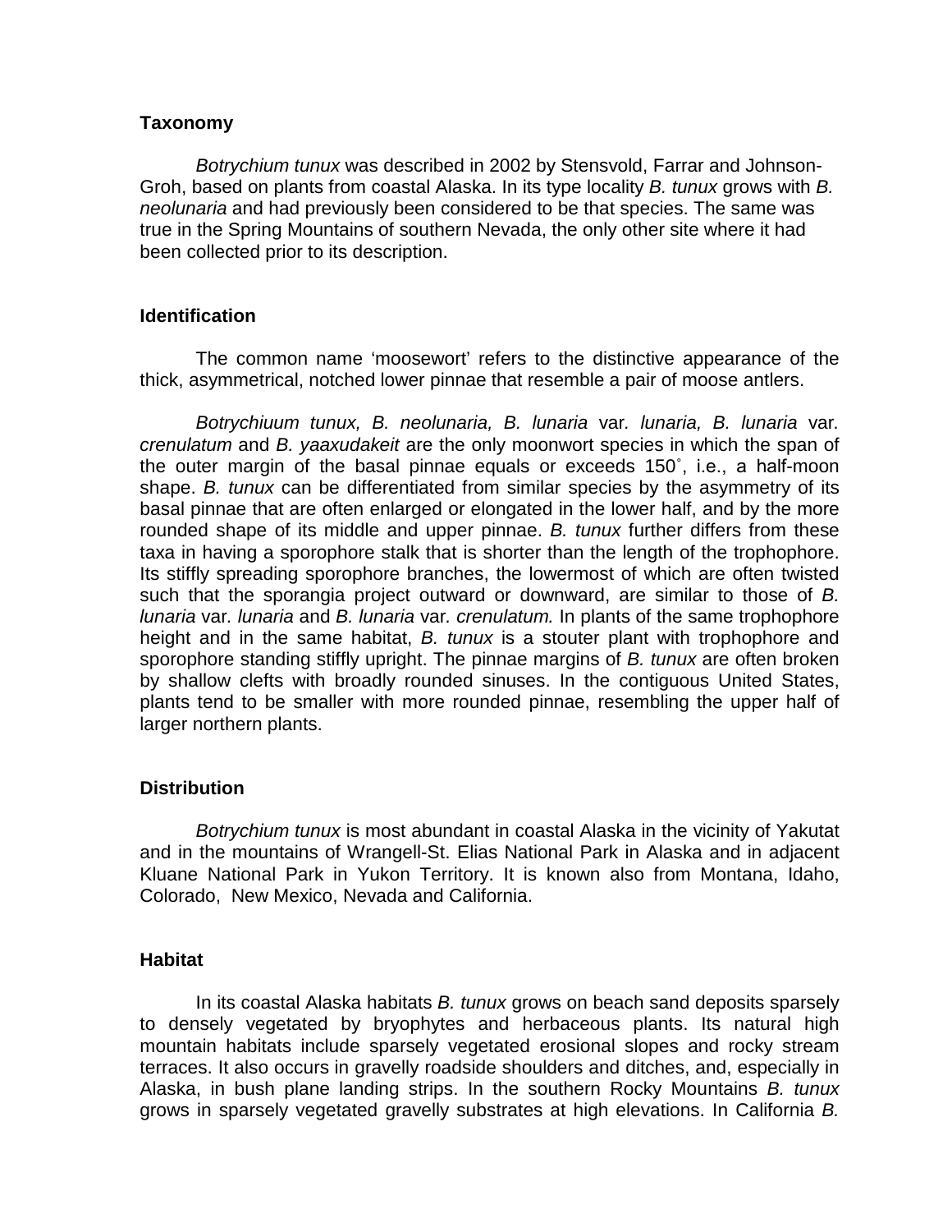**Taxonomy**

*Botrychium tunux* was described in 2002 by Stensvold, Farrar and Johnson-Groh, based on plants from coastal Alaska. In its type locality *B. tunux* grows with *B. neolunaria* and had previously been considered to be that species. The same was true in the Spring Mountains of southern Nevada, the only other site where it had been collected prior to its description.

**Identification**

The common name 'moosewort' refers to the distinctive appearance of the thick, asymmetrical, notched lower pinnae that resemble a pair of moose antlers.

*Botrychiuum tunux, B. neolunaria, B. lunaria* var*. lunaria, B. lunaria* var*. crenulatum* and *B. yaaxudakeit* are the only moonwort species in which the span of the outer margin of the basal pinnae equals or exceeds 150˚, i.e., a half-moon shape. *B. tunux* can be differentiated from similar species by the asymmetry of its basal pinnae that are often enlarged or elongated in the lower half, and by the more rounded shape of its middle and upper pinnae. *B. tunux* further differs from these taxa in having a sporophore stalk that is shorter than the length of the trophophore. Its stiffly spreading sporophore branches, the lowermost of which are often twisted such that the sporangia project outward or downward, are similar to those of *B. lunaria* var*. lunaria* and *B. lunaria* var*. crenulatum.* In plants of the same trophophore height and in the same habitat, *B. tunux* is a stouter plant with trophophore and sporophore standing stiffly upright. The pinnae margins of *B. tunux* are often broken by shallow clefts with broadly rounded sinuses. In the contiguous United States, plants tend to be smaller with more rounded pinnae, resembling the upper half of larger northern plants.

**Distribution**

*Botrychium tunux* is most abundant in coastal Alaska in the vicinity of Yakutat and in the mountains of Wrangell-St. Elias National Park in Alaska and in adjacent Kluane National Park in Yukon Territory. It is known also from Montana, Idaho, Colorado, New Mexico, Nevada and California.

**Habitat**

In its coastal Alaska habitats *B. tunux* grows on beach sand deposits sparsely to densely vegetated by bryophytes and herbaceous plants. Its natural high mountain habitats include sparsely vegetated erosional slopes and rocky stream terraces. It also occurs in gravelly roadside shoulders and ditches, and, especially in Alaska, in bush plane landing strips. In the southern Rocky Mountains *B. tunux* grows in sparsely vegetated gravelly substrates at high elevations. In California *B.*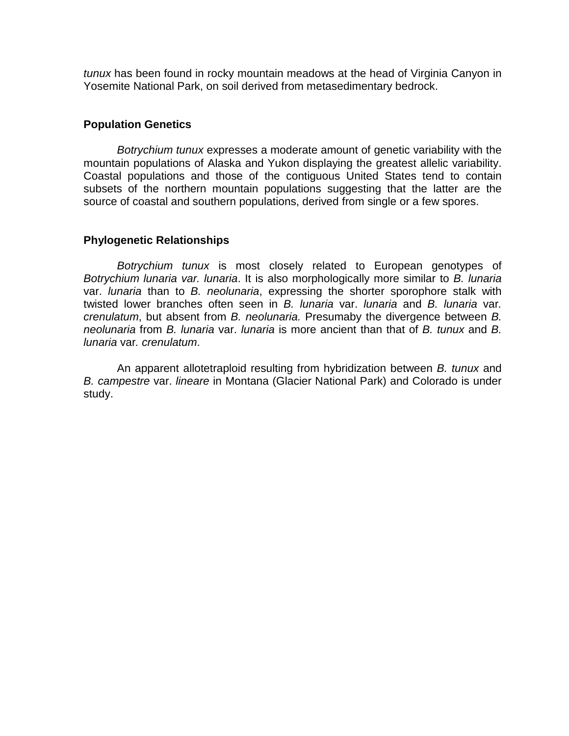*tunux* has been found in rocky mountain meadows at the head of Virginia Canyon in Yosemite National Park, on soil derived from metasedimentary bedrock.

**Population Genetics**

*Botrychium tunux* expresses a moderate amount of genetic variability with the mountain populations of Alaska and Yukon displaying the greatest allelic variability. Coastal populations and those of the contiguous United States tend to contain subsets of the northern mountain populations suggesting that the latter are the source of coastal and southern populations, derived from single or a few spores.

**Phylogenetic Relationships**

*Botrychium tunux* is most closely related to European genotypes of *Botrychium lunaria var. lunaria*. It is also morphologically more similar to *B. lunaria* var. *lunaria* than to *B. neolunaria*, expressing the shorter sporophore stalk with twisted lower branches often seen in *B. lunaria* var. *lunaria* and *B. lunaria* var*. crenulatum*, but absent from *B. neolunaria.* Presumaby the divergence between *B. neolunaria* from *B. lunaria* var. *lunaria* is more ancient than that of *B. tunux* and *B. lunaria* var*. crenulatum*.

An apparent allotetraploid resulting from hybridization between *B. tunux* and *B. campestre* var. *lineare* in Montana (Glacier National Park) and Colorado is under study.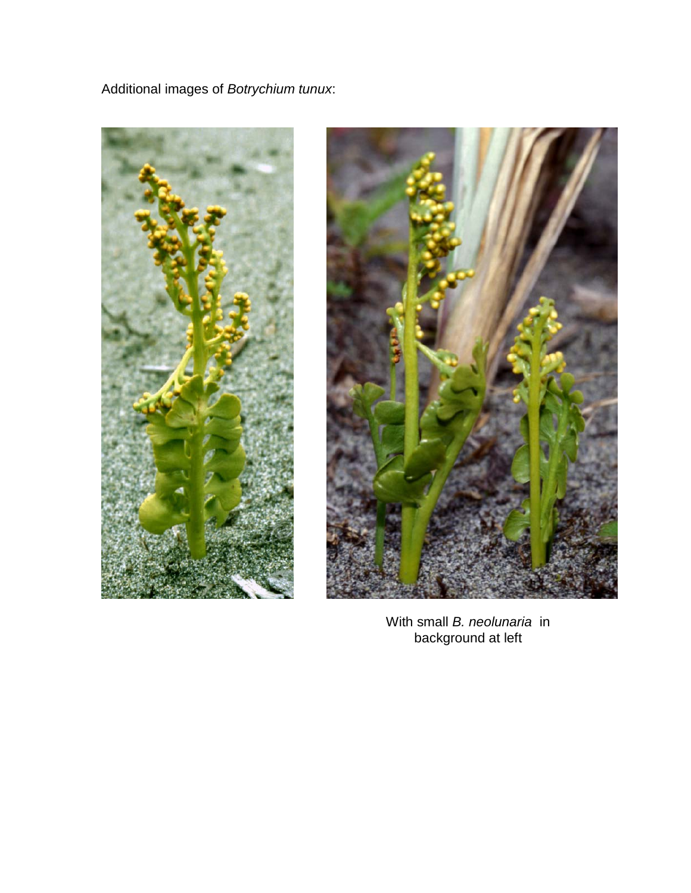Additional images of *Botrychium tunux*:

With small *B. neolunaria* in background at left